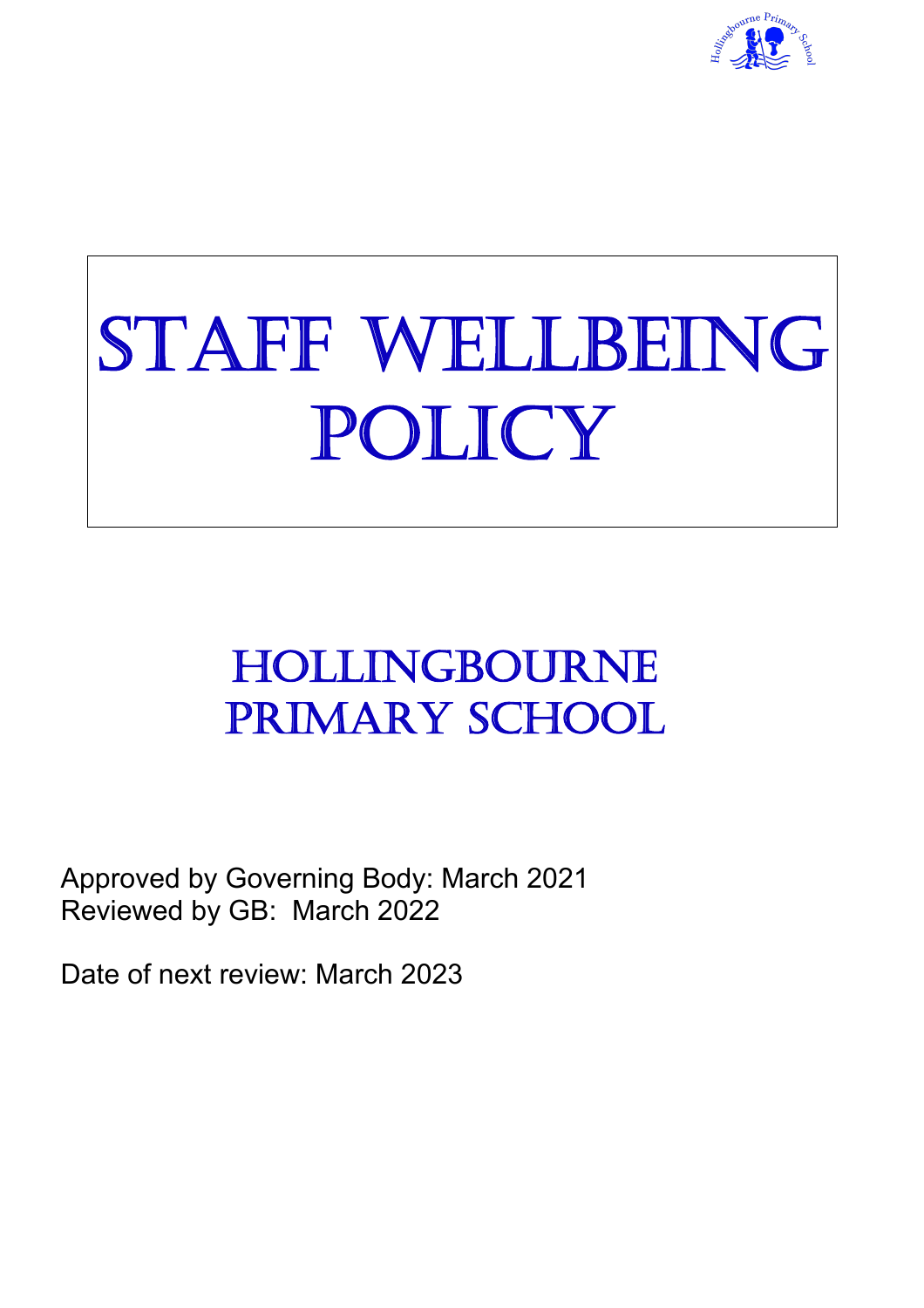# Staff Wellbeing Policy

## Hollingbourne Primary School

Approved by Governing Body: March 2021
Reviewed by GB: March 2022

Date of next review: March 2023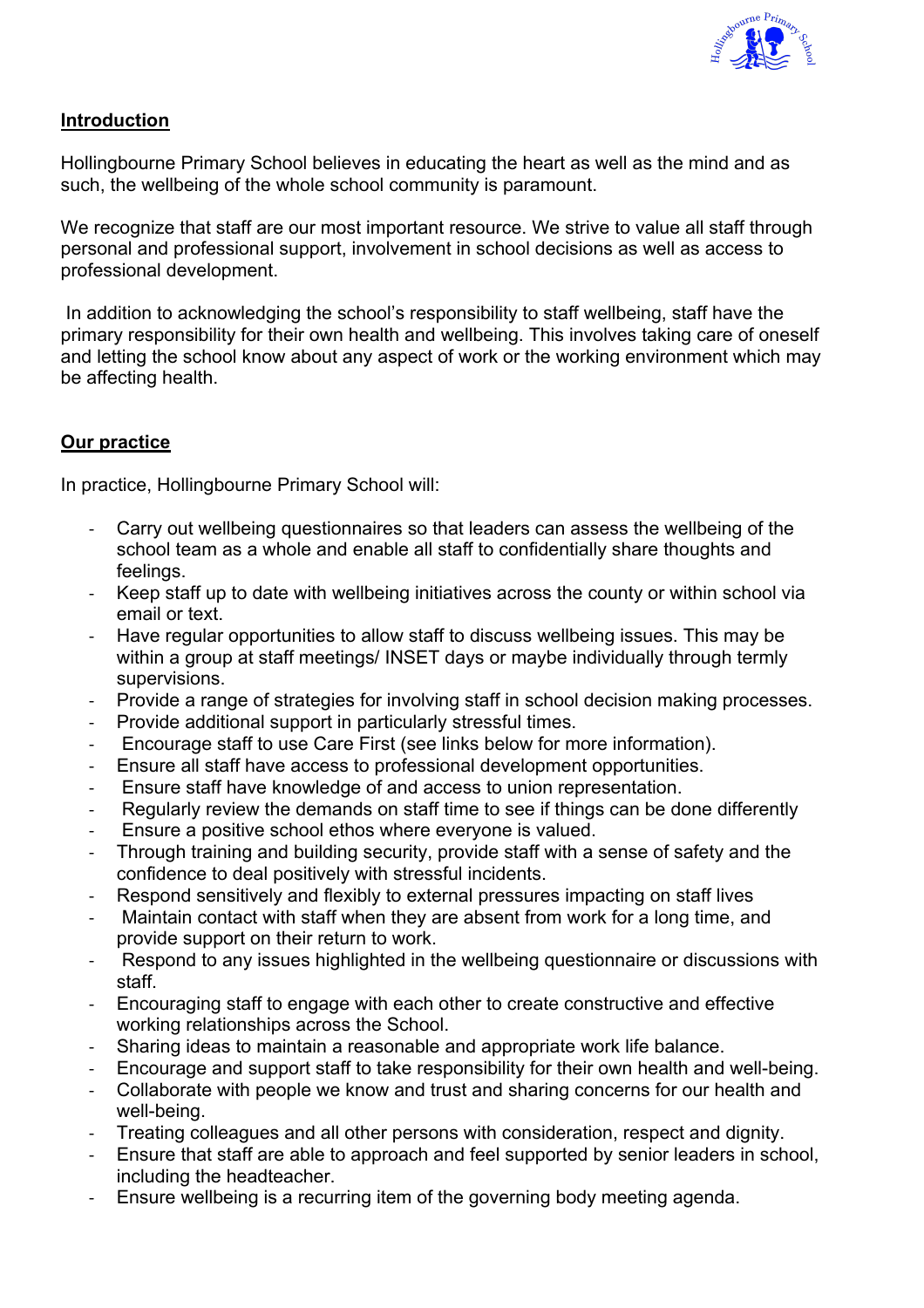## Introduction

Hollingbourne Primary School believes in educating the heart as well as the mind and as such, the wellbeing of the whole school community is paramount.

We recognize that staff are our most important resource. We strive to value all staff through personal and professional support, involvement in school decisions as well as access to professional development.

In addition to acknowledging the school's responsibility to staff wellbeing, staff have the primary responsibility for their own health and wellbeing. This involves taking care of oneself and letting the school know about any aspect of work or the working environment which may be affecting health.

## Our practice

In practice, Hollingbourne Primary School will:

- Carry out wellbeing questionnaires so that leaders can assess the wellbeing of the school team as a whole and enable all staff to confidentially share thoughts and feelings.
- Keep staff up to date with wellbeing initiatives across the county or within school via email or text.
- Have regular opportunities to allow staff to discuss wellbeing issues. This may be within a group at staff meetings/ INSET days or maybe individually through termly supervisions.
- Provide a range of strategies for involving staff in school decision making processes.
- Provide additional support in particularly stressful times.
- Encourage staff to use Care First (see links below for more information).
- Ensure all staff have access to professional development opportunities.
- Ensure staff have knowledge of and access to union representation.
- Regularly review the demands on staff time to see if things can be done differently
- Ensure a positive school ethos where everyone is valued.
- Through training and building security, provide staff with a sense of safety and the confidence to deal positively with stressful incidents.
- Respond sensitively and flexibly to external pressures impacting on staff lives
- Maintain contact with staff when they are absent from work for a long time, and provide support on their return to work.
- Respond to any issues highlighted in the wellbeing questionnaire or discussions with staff.
- Encouraging staff to engage with each other to create constructive and effective working relationships across the School.
- Sharing ideas to maintain a reasonable and appropriate work life balance.
- Encourage and support staff to take responsibility for their own health and well-being.
- Collaborate with people we know and trust and sharing concerns for our health and well-being.
- Treating colleagues and all other persons with consideration, respect and dignity.
- Ensure that staff are able to approach and feel supported by senior leaders in school, including the headteacher.
- Ensure wellbeing is a recurring item of the governing body meeting agenda.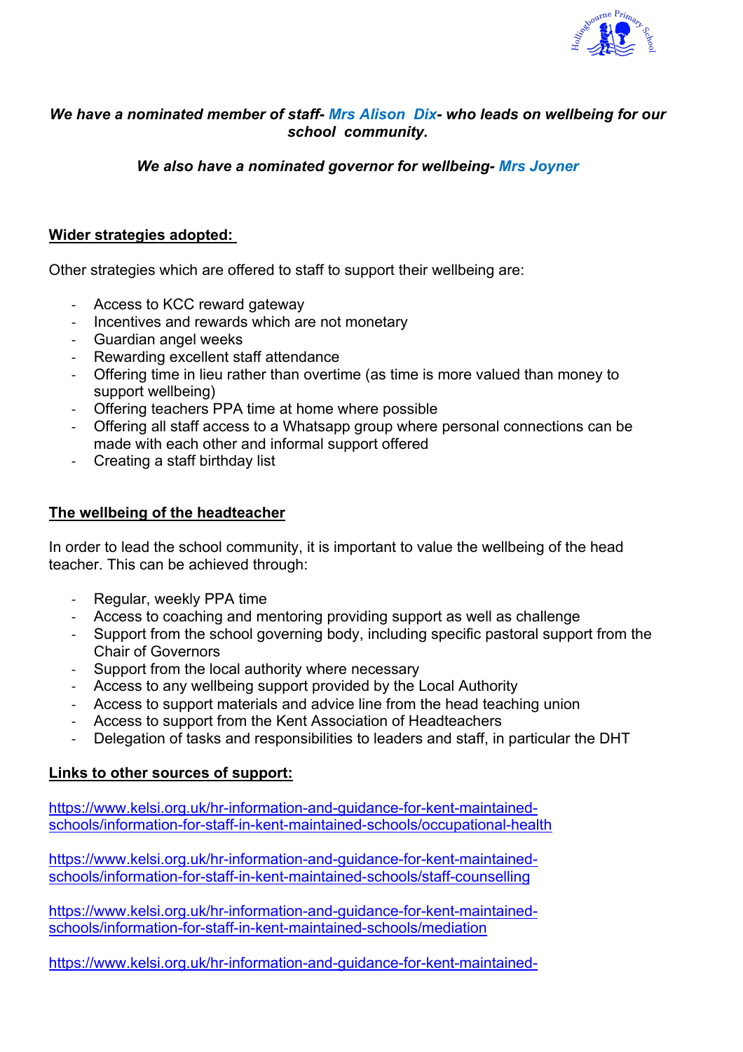*We have a nominated member of staff- Mrs Alison Dix- who leads on wellbeing for our school community.*

*We also have a nominated governor for wellbeing- Mrs Joyner*

## Wider strategies adopted:

Other strategies which are offered to staff to support their wellbeing are:

- Access to KCC reward gateway
- Incentives and rewards which are not monetary
- Guardian angel weeks
- Rewarding excellent staff attendance
- Offering time in lieu rather than overtime (as time is more valued than money to support wellbeing)
- Offering teachers PPA time at home where possible
- Offering all staff access to a Whatsapp group where personal connections can be made with each other and informal support offered
- Creating a staff birthday list

## The wellbeing of the headteacher

In order to lead the school community, it is important to value the wellbeing of the head teacher. This can be achieved through:

- Regular, weekly PPA time
- Access to coaching and mentoring providing support as well as challenge
- Support from the school governing body, including specific pastoral support from the Chair of Governors
- Support from the local authority where necessary
- Access to any wellbeing support provided by the Local Authority
- Access to support materials and advice line from the head teaching union
- Access to support from the Kent Association of Headteachers
- Delegation of tasks and responsibilities to leaders and staff, in particular the DHT

## Links to other sources of support:

https://www.kelsi.org.uk/hr-information-and-guidance-for-kent-maintained-schools/information-for-staff-in-kent-maintained-schools/occupational-health

https://www.kelsi.org.uk/hr-information-and-guidance-for-kent-maintained-schools/information-for-staff-in-kent-maintained-schools/staff-counselling

https://www.kelsi.org.uk/hr-information-and-guidance-for-kent-maintained-schools/information-for-staff-in-kent-maintained-schools/mediation

https://www.kelsi.org.uk/hr-information-and-guidance-for-kent-maintained-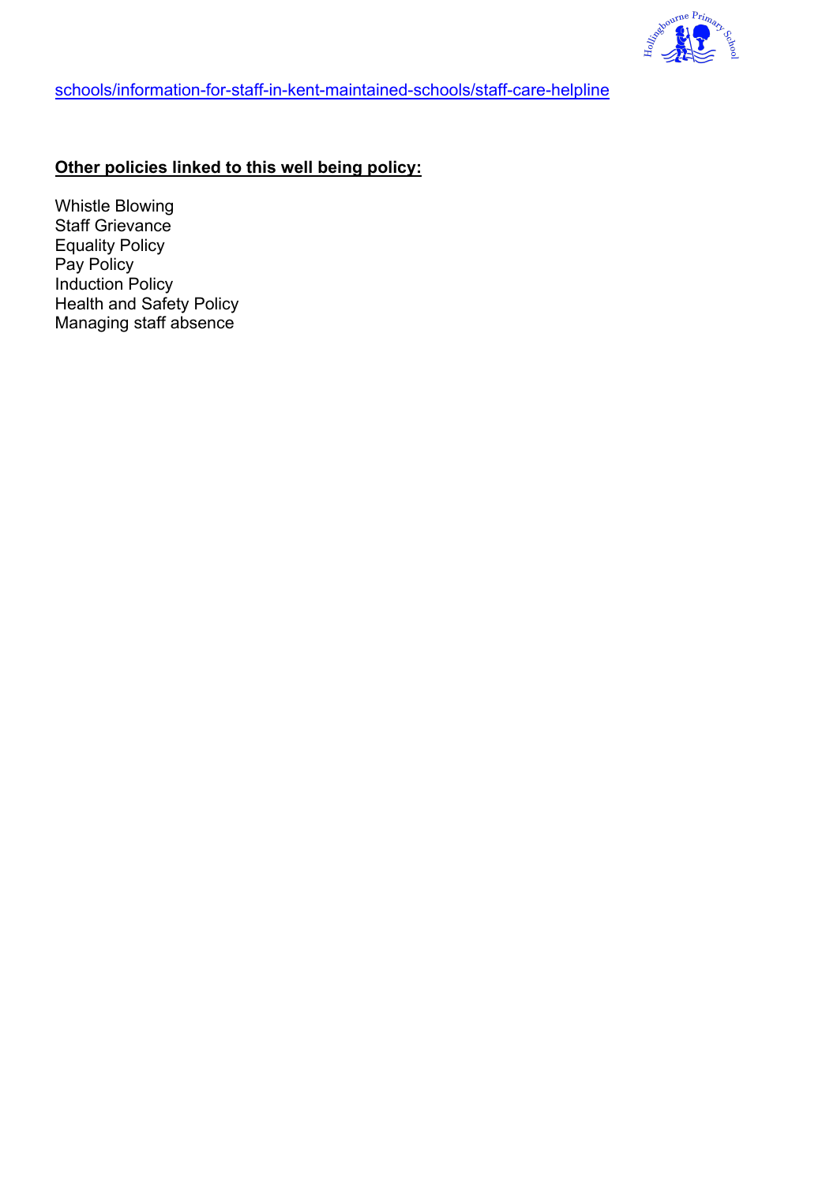schools/information-for-staff-in-kent-maintained-schools/staff-care-helpline

**Other policies linked to this well being policy:**

Whistle Blowing
Staff Grievance
Equality Policy
Pay Policy
Induction Policy
Health and Safety Policy
Managing staff absence